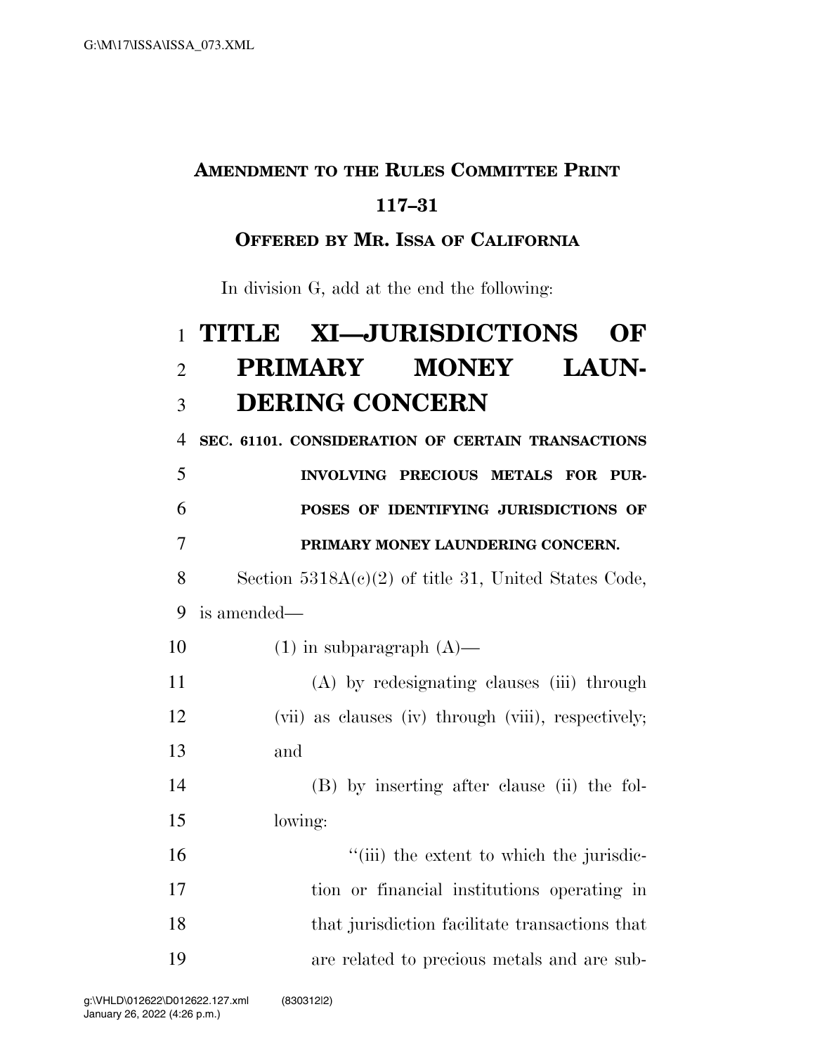**AMENDMENT TO THE RULES COMMITTEE PRINT 117–31**

**OFFERED BY MR. ISSA OF CALIFORNIA**

In division G, add at the end the following:

# TITLE XI—JURISDICTIONS OF PRIMARY MONEY LAUNDERING CONCERN

**SEC. 61101. CONSIDERATION OF CERTAIN TRANSACTIONS INVOLVING PRECIOUS METALS FOR PURPOSES OF IDENTIFYING JURISDICTIONS OF PRIMARY MONEY LAUNDERING CONCERN.**

Section 5318A(c)(2) of title 31, United States Code, is amended—

(1) in subparagraph (A)—

(A) by redesignating clauses (iii) through (vii) as clauses (iv) through (viii), respectively; and

(B) by inserting after clause (ii) the following:

"(iii) the extent to which the jurisdiction or financial institutions operating in that jurisdiction facilitate transactions that are related to precious metals and are sub-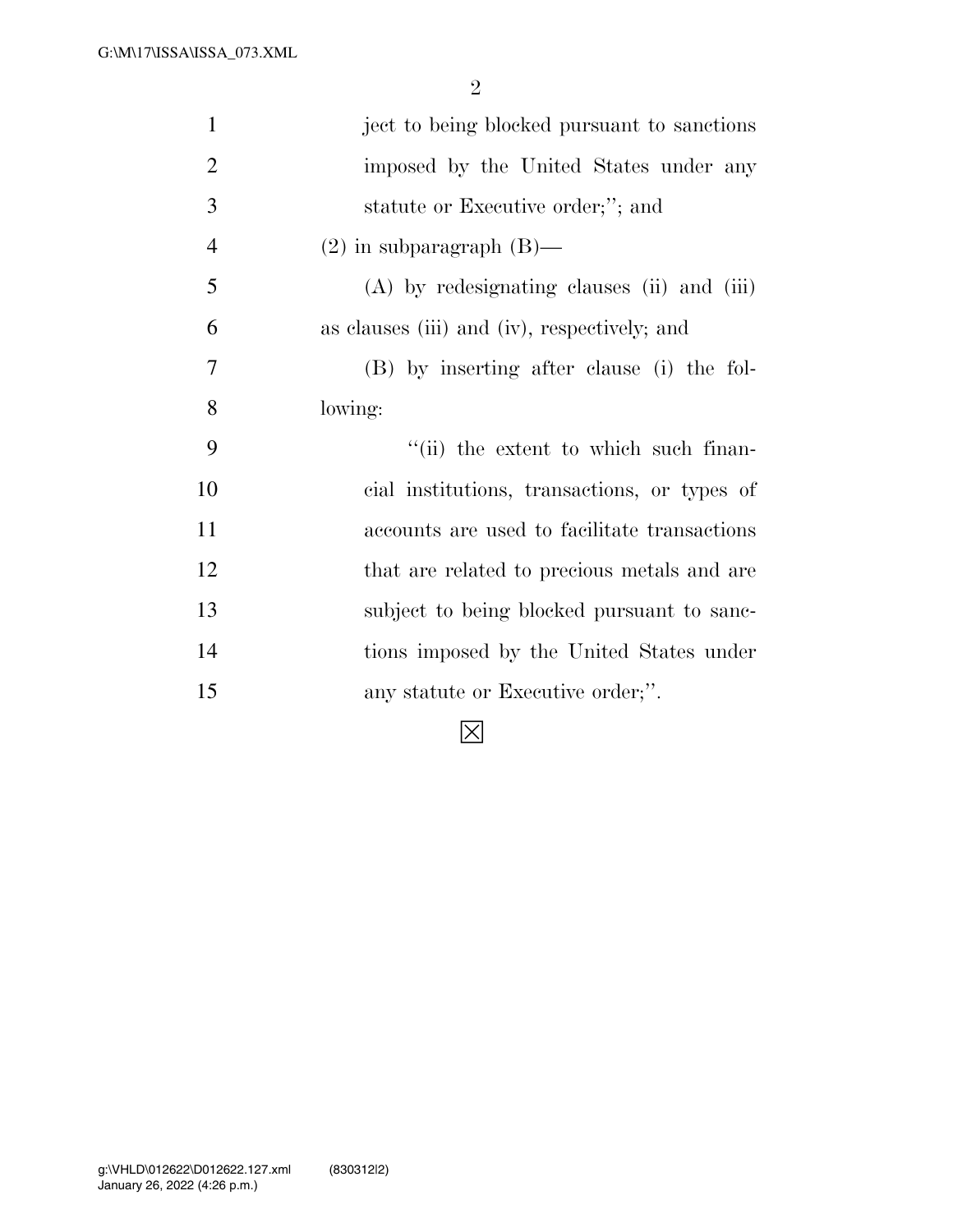ject to being blocked pursuant to sanctions imposed by the United States under any statute or Executive order;''; and

(2) in subparagraph (B)—

(A) by redesignating clauses (ii) and (iii) as clauses (iii) and (iv), respectively; and

(B) by inserting after clause (i) the following:

''(ii) the extent to which such financial institutions, transactions, or types of accounts are used to facilitate transactions that are related to precious metals and are subject to being blocked pursuant to sanctions imposed by the United States under any statute or Executive order;''.